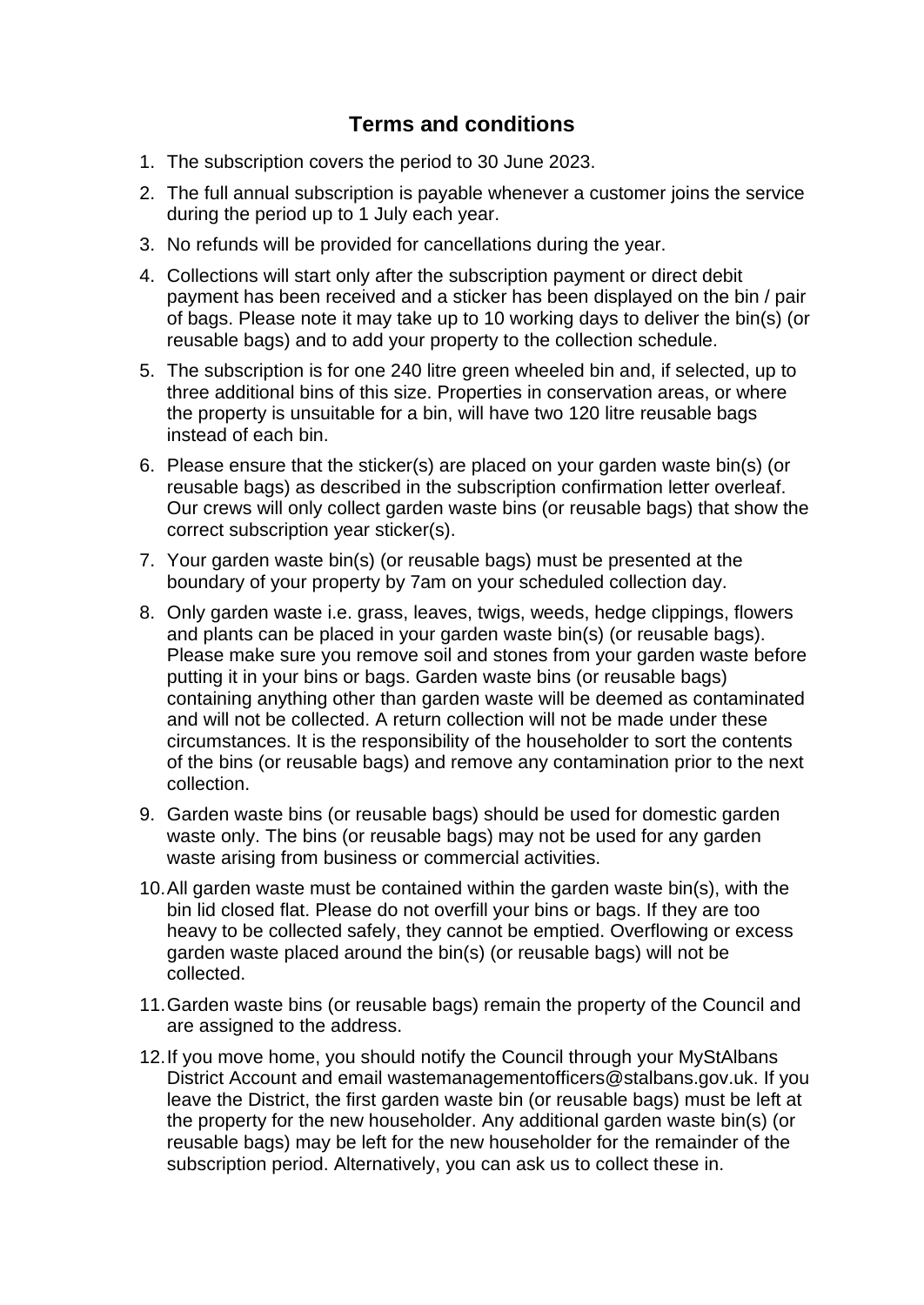# Terms and conditions

1. The subscription covers the period to 30 June 2023.
2. The full annual subscription is payable whenever a customer joins the service during the period up to 1 July each year.
3. No refunds will be provided for cancellations during the year.
4. Collections will start only after the subscription payment or direct debit payment has been received and a sticker has been displayed on the bin / pair of bags. Please note it may take up to 10 working days to deliver the bin(s) (or reusable bags) and to add your property to the collection schedule.
5. The subscription is for one 240 litre green wheeled bin and, if selected, up to three additional bins of this size. Properties in conservation areas, or where the property is unsuitable for a bin, will have two 120 litre reusable bags instead of each bin.
6. Please ensure that the sticker(s) are placed on your garden waste bin(s) (or reusable bags) as described in the subscription confirmation letter overleaf. Our crews will only collect garden waste bins (or reusable bags) that show the correct subscription year sticker(s).
7. Your garden waste bin(s) (or reusable bags) must be presented at the boundary of your property by 7am on your scheduled collection day.
8. Only garden waste i.e. grass, leaves, twigs, weeds, hedge clippings, flowers and plants can be placed in your garden waste bin(s) (or reusable bags). Please make sure you remove soil and stones from your garden waste before putting it in your bins or bags. Garden waste bins (or reusable bags) containing anything other than garden waste will be deemed as contaminated and will not be collected. A return collection will not be made under these circumstances. It is the responsibility of the householder to sort the contents of the bins (or reusable bags) and remove any contamination prior to the next collection.
9. Garden waste bins (or reusable bags) should be used for domestic garden waste only. The bins (or reusable bags) may not be used for any garden waste arising from business or commercial activities.
10. All garden waste must be contained within the garden waste bin(s), with the bin lid closed flat. Please do not overfill your bins or bags. If they are too heavy to be collected safely, they cannot be emptied. Overflowing or excess garden waste placed around the bin(s) (or reusable bags) will not be collected.
11. Garden waste bins (or reusable bags) remain the property of the Council and are assigned to the address.
12. If you move home, you should notify the Council through your MyStAlbans District Account and email wastemanagementofficers@stalbans.gov.uk. If you leave the District, the first garden waste bin (or reusable bags) must be left at the property for the new householder. Any additional garden waste bin(s) (or reusable bags) may be left for the new householder for the remainder of the subscription period. Alternatively, you can ask us to collect these in.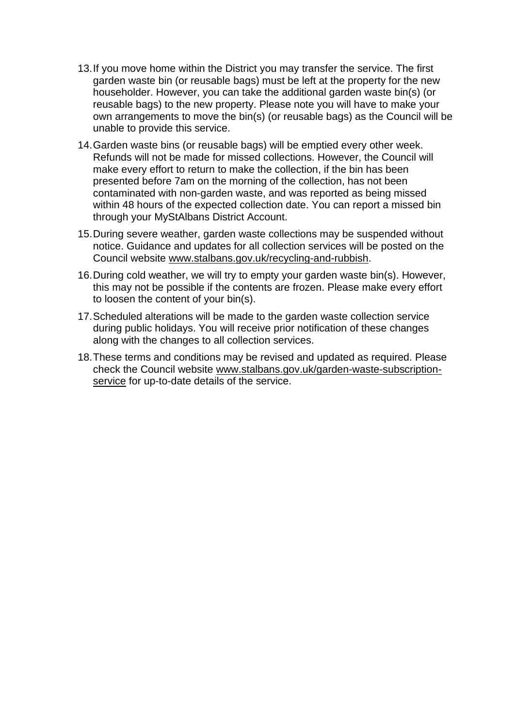13. If you move home within the District you may transfer the service. The first garden waste bin (or reusable bags) must be left at the property for the new householder. However, you can take the additional garden waste bin(s) (or reusable bags) to the new property. Please note you will have to make your own arrangements to move the bin(s) (or reusable bags) as the Council will be unable to provide this service.

14. Garden waste bins (or reusable bags) will be emptied every other week. Refunds will not be made for missed collections. However, the Council will make every effort to return to make the collection, if the bin has been presented before 7am on the morning of the collection, has not been contaminated with non-garden waste, and was reported as being missed within 48 hours of the expected collection date. You can report a missed bin through your MyStAlbans District Account.

15. During severe weather, garden waste collections may be suspended without notice. Guidance and updates for all collection services will be posted on the Council website www.stalbans.gov.uk/recycling-and-rubbish.

16. During cold weather, we will try to empty your garden waste bin(s). However, this may not be possible if the contents are frozen. Please make every effort to loosen the content of your bin(s).

17. Scheduled alterations will be made to the garden waste collection service during public holidays. You will receive prior notification of these changes along with the changes to all collection services.

18. These terms and conditions may be revised and updated as required. Please check the Council website www.stalbans.gov.uk/garden-waste-subscription-service for up-to-date details of the service.